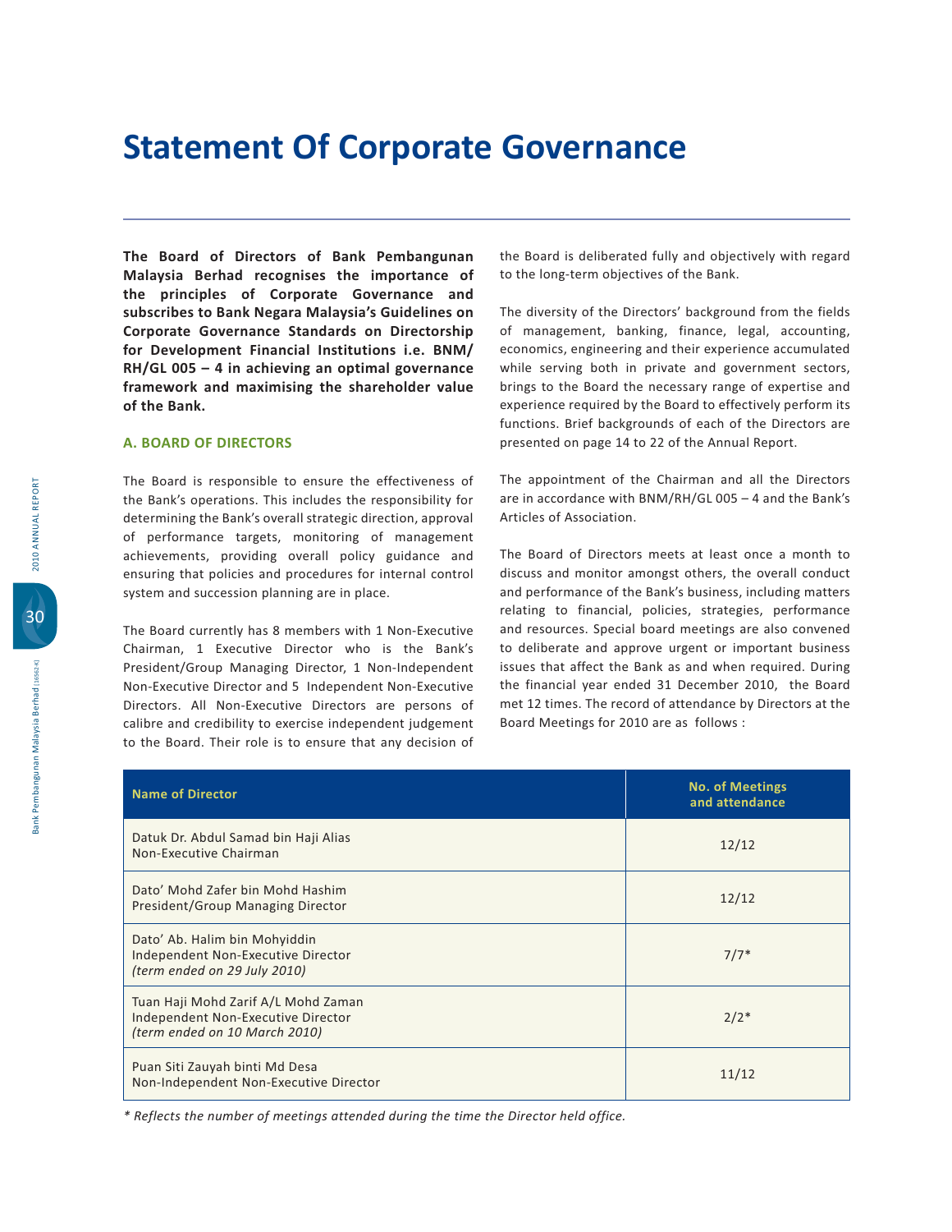# Statement Of Corporate Governance

**The Board of Directors of Bank Pembangunan Malaysia Berhad recognises the importance of the principles of Corporate Governance and subscribes to Bank Negara Malaysia's Guidelines on Corporate Governance Standards on Directorship for Development Financial Institutions i.e. BNM/RH/GL 005 – 4 in achieving an optimal governance framework and maximising the shareholder value of the Bank.**

## A. BOARD OF DIRECTORS

The Board is responsible to ensure the effectiveness of the Bank's operations. This includes the responsibility for determining the Bank's overall strategic direction, approval of performance targets, monitoring of management achievements, providing overall policy guidance and ensuring that policies and procedures for internal control system and succession planning are in place.

The Board currently has 8 members with 1 Non-Executive Chairman, 1 Executive Director who is the Bank's President/Group Managing Director, 1 Non-Independent Non-Executive Director and 5 Independent Non-Executive Directors. All Non-Executive Directors are persons of calibre and credibility to exercise independent judgement to the Board. Their role is to ensure that any decision of the Board is deliberated fully and objectively with regard to the long-term objectives of the Bank.

The diversity of the Directors' background from the fields of management, banking, finance, legal, accounting, economics, engineering and their experience accumulated while serving both in private and government sectors, brings to the Board the necessary range of expertise and experience required by the Board to effectively perform its functions. Brief backgrounds of each of the Directors are presented on page 14 to 22 of the Annual Report.

The appointment of the Chairman and all the Directors are in accordance with BNM/RH/GL 005 – 4 and the Bank's Articles of Association.

The Board of Directors meets at least once a month to discuss and monitor amongst others, the overall conduct and performance of the Bank's business, including matters relating to financial, policies, strategies, performance and resources. Special board meetings are also convened to deliberate and approve urgent or important business issues that affect the Bank as and when required. During the financial year ended 31 December 2010, the Board met 12 times. The record of attendance by Directors at the Board Meetings for 2010 are as follows :

| Name of Director | No. of Meetings and attendance |
|---|---|
| Datuk Dr. Abdul Samad bin Haji Alias<br>Non-Executive Chairman | 12/12 |
| Dato' Mohd Zafer bin Mohd Hashim<br>President/Group Managing Director | 12/12 |
| Dato' Ab. Halim bin Mohyiddin<br>Independent Non-Executive Director<br>*(term ended on 29 July 2010)* | 7/7* |
| Tuan Haji Mohd Zarif A/L Mohd Zaman<br>Independent Non-Executive Director<br>*(term ended on 10 March 2010)* | 2/2* |
| Puan Siti Zauyah binti Md Desa<br>Non-Independent Non-Executive Director | 11/12 |

*\* Reflects the number of meetings attended during the time the Director held office.*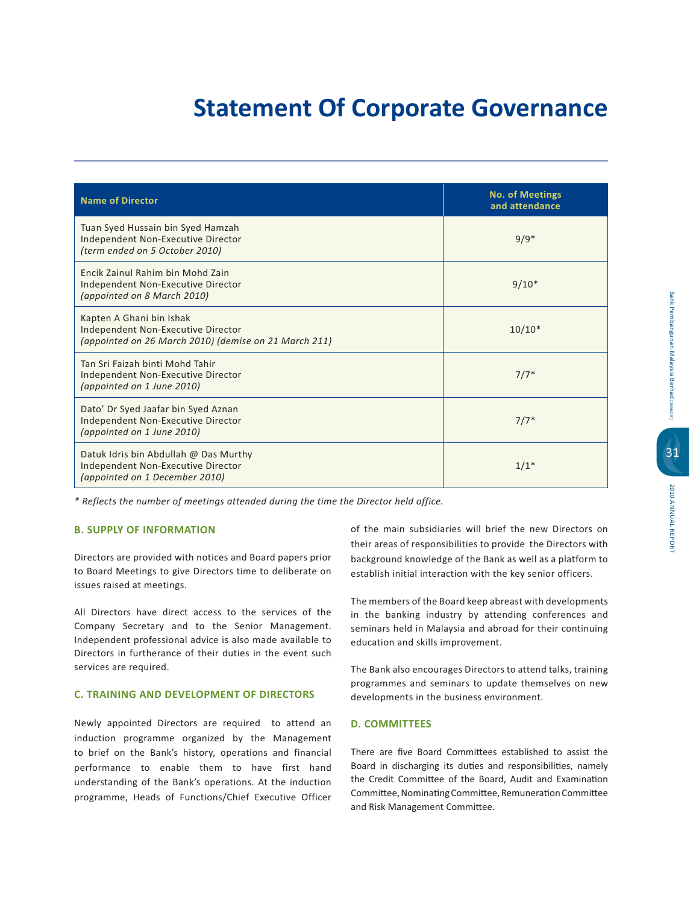# Statement Of Corporate Governance

| Name of Director | No. of Meetings and attendance |
|---|---|
| Tuan Syed Hussain bin Syed Hamzah<br>Independent Non-Executive Director<br>*(term ended on 5 October 2010)* | 9/9* |
| Encik Zainul Rahim bin Mohd Zain<br>Independent Non-Executive Director<br>*(appointed on 8 March 2010)* | 9/10* |
| Kapten A Ghani bin Ishak<br>Independent Non-Executive Director<br>*(appointed on 26 March 2010) (demise on 21 March 211)* | 10/10* |
| Tan Sri Faizah binti Mohd Tahir<br>Independent Non-Executive Director<br>*(appointed on 1 June 2010)* | 7/7* |
| Dato' Dr Syed Jaafar bin Syed Aznan<br>Independent Non-Executive Director<br>*(appointed on 1 June 2010)* | 7/7* |
| Datuk Idris bin Abdullah @ Das Murthy<br>Independent Non-Executive Director<br>*(appointed on 1 December 2010)* | 1/1* |

*\* Reflects the number of meetings attended during the time the Director held office.*

### B. SUPPLY OF INFORMATION

Directors are provided with notices and Board papers prior to Board Meetings to give Directors time to deliberate on issues raised at meetings.

All Directors have direct access to the services of the Company Secretary and to the Senior Management. Independent professional advice is also made available to Directors in furtherance of their duties in the event such services are required.

### C. TRAINING AND DEVELOPMENT OF DIRECTORS

Newly appointed Directors are required to attend an induction programme organized by the Management to brief on the Bank's history, operations and financial performance to enable them to have first hand understanding of the Bank's operations. At the induction programme, Heads of Functions/Chief Executive Officer of the main subsidiaries will brief the new Directors on their areas of responsibilities to provide the Directors with background knowledge of the Bank as well as a platform to establish initial interaction with the key senior officers.

The members of the Board keep abreast with developments in the banking industry by attending conferences and seminars held in Malaysia and abroad for their continuing education and skills improvement.

The Bank also encourages Directors to attend talks, training programmes and seminars to update themselves on new developments in the business environment.

### D. COMMITTEES

There are five Board Committees established to assist the Board in discharging its duties and responsibilities, namely the Credit Committee of the Board, Audit and Examination Committee, Nominating Committee, Remuneration Committee and Risk Management Committee.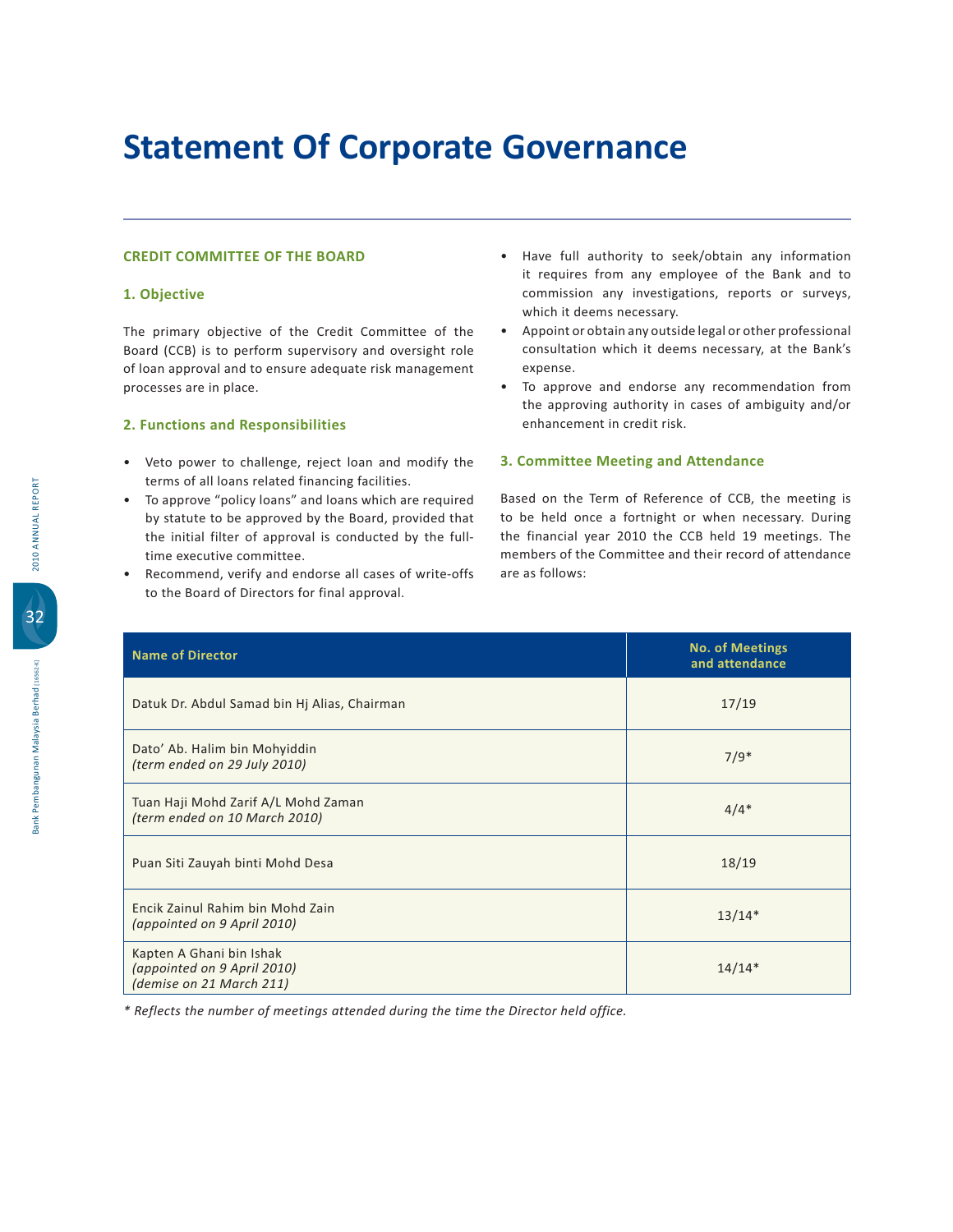# Statement Of Corporate Governance

## CREDIT COMMITTEE OF THE BOARD

### 1. Objective

The primary objective of the Credit Committee of the Board (CCB) is to perform supervisory and oversight role of loan approval and to ensure adequate risk management processes are in place.

### 2. Functions and Responsibilities

- Veto power to challenge, reject loan and modify the terms of all loans related financing facilities.
- To approve "policy loans" and loans which are required by statute to be approved by the Board, provided that the initial filter of approval is conducted by the full-time executive committee.
- Recommend, verify and endorse all cases of write-offs to the Board of Directors for final approval.
- Have full authority to seek/obtain any information it requires from any employee of the Bank and to commission any investigations, reports or surveys, which it deems necessary.
- Appoint or obtain any outside legal or other professional consultation which it deems necessary, at the Bank's expense.
- To approve and endorse any recommendation from the approving authority in cases of ambiguity and/or enhancement in credit risk.

### 3. Committee Meeting and Attendance

Based on the Term of Reference of CCB, the meeting is to be held once a fortnight or when necessary. During the financial year 2010 the CCB held 19 meetings. The members of the Committee and their record of attendance are as follows:

| Name of Director | No. of Meetings and attendance |
|---|---|
| Datuk Dr. Abdul Samad bin Hj Alias, Chairman | 17/19 |
| Dato' Ab. Halim bin Mohyiddin *(term ended on 29 July 2010)* | 7/9* |
| Tuan Haji Mohd Zarif A/L Mohd Zaman *(term ended on 10 March 2010)* | 4/4* |
| Puan Siti Zauyah binti Mohd Desa | 18/19 |
| Encik Zainul Rahim bin Mohd Zain *(appointed on 9 April 2010)* | 13/14* |
| Kapten A Ghani bin Ishak *(appointed on 9 April 2010)* *(demise on 21 March 211)* | 14/14* |

*\* Reflects the number of meetings attended during the time the Director held office.*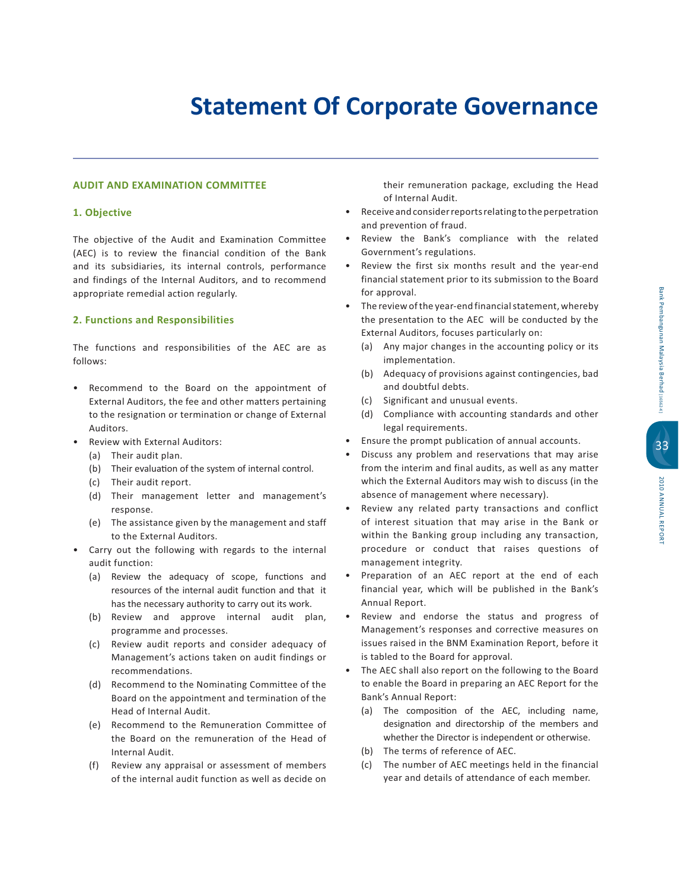# Statement Of Corporate Governance

## AUDIT AND EXAMINATION COMMITTEE

### 1. Objective

The objective of the Audit and Examination Committee (AEC) is to review the financial condition of the Bank and its subsidiaries, its internal controls, performance and findings of the Internal Auditors, and to recommend appropriate remedial action regularly.

### 2. Functions and Responsibilities

The functions and responsibilities of the AEC are as follows:

- Recommend to the Board on the appointment of External Auditors, the fee and other matters pertaining to the resignation or termination or change of External Auditors.
- Review with External Auditors:
  - (a) Their audit plan.
  - (b) Their evaluation of the system of internal control.
  - (c) Their audit report.
  - (d) Their management letter and management's response.
  - (e) The assistance given by the management and staff to the External Auditors.
- Carry out the following with regards to the internal audit function:
  - (a) Review the adequacy of scope, functions and resources of the internal audit function and that it has the necessary authority to carry out its work.
  - (b) Review and approve internal audit plan, programme and processes.
  - (c) Review audit reports and consider adequacy of Management's actions taken on audit findings or recommendations.
  - (d) Recommend to the Nominating Committee of the Board on the appointment and termination of the Head of Internal Audit.
  - (e) Recommend to the Remuneration Committee of the Board on the remuneration of the Head of Internal Audit.
  - (f) Review any appraisal or assessment of members of the internal audit function as well as decide on their remuneration package, excluding the Head of Internal Audit.
- Receive and consider reports relating to the perpetration and prevention of fraud.
- Review the Bank's compliance with the related Government's regulations.
- Review the first six months result and the year-end financial statement prior to its submission to the Board for approval.
- The review of the year-end financial statement, whereby the presentation to the AEC will be conducted by the External Auditors, focuses particularly on:
  - (a) Any major changes in the accounting policy or its implementation.
  - (b) Adequacy of provisions against contingencies, bad and doubtful debts.
  - (c) Significant and unusual events.
  - (d) Compliance with accounting standards and other legal requirements.
- Ensure the prompt publication of annual accounts.
- Discuss any problem and reservations that may arise from the interim and final audits, as well as any matter which the External Auditors may wish to discuss (in the absence of management where necessary).
- Review any related party transactions and conflict of interest situation that may arise in the Bank or within the Banking group including any transaction, procedure or conduct that raises questions of management integrity.
- Preparation of an AEC report at the end of each financial year, which will be published in the Bank's Annual Report.
- Review and endorse the status and progress of Management's responses and corrective measures on issues raised in the BNM Examination Report, before it is tabled to the Board for approval.
- The AEC shall also report on the following to the Board to enable the Board in preparing an AEC Report for the Bank's Annual Report:
  - (a) The composition of the AEC, including name, designation and directorship of the members and whether the Director is independent or otherwise.
  - (b) The terms of reference of AEC.
  - (c) The number of AEC meetings held in the financial year and details of attendance of each member.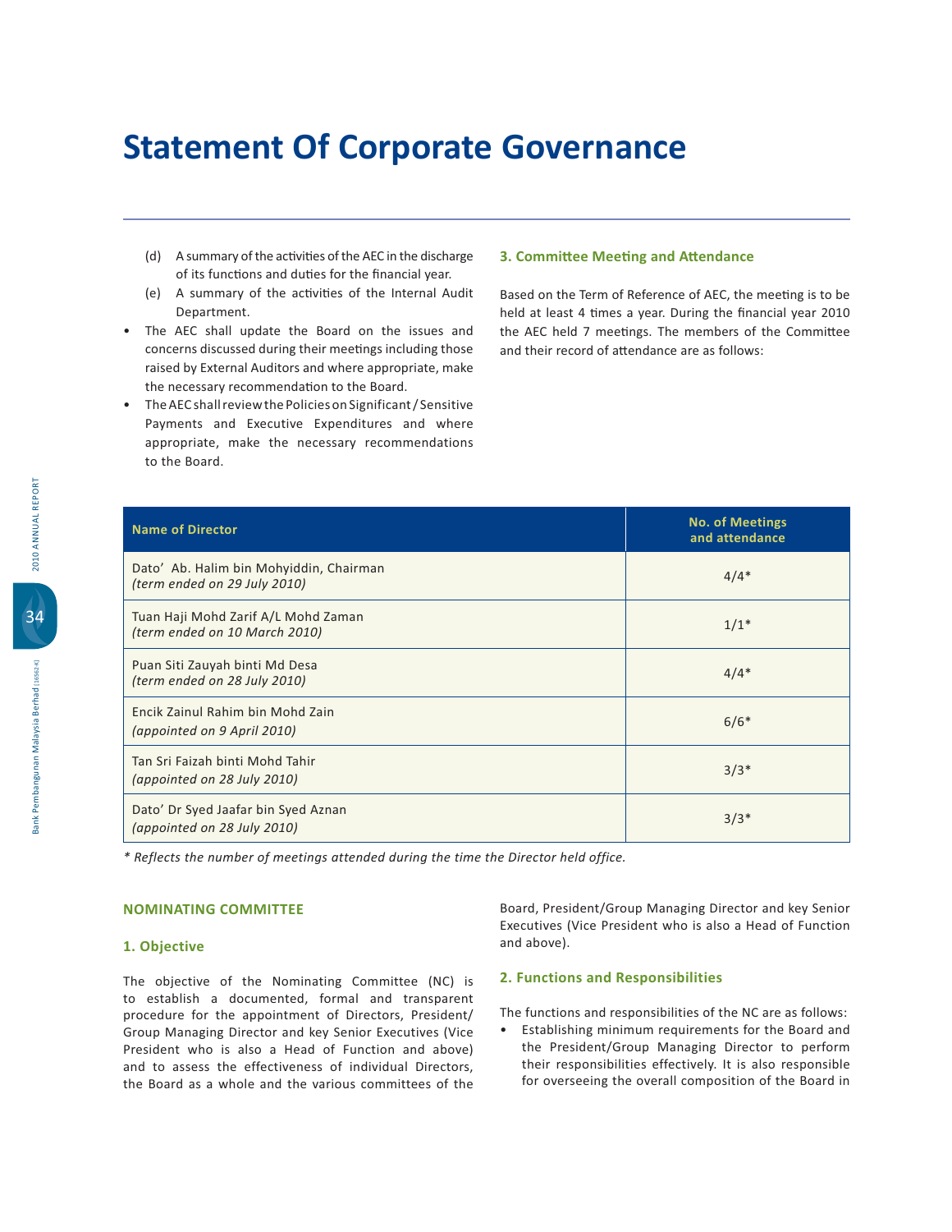# Statement Of Corporate Governance

   (d) A summary of the activities of the AEC in the discharge of its functions and duties for the financial year.
   (e) A summary of the activities of the Internal Audit Department.

- The AEC shall update the Board on the issues and concerns discussed during their meetings including those raised by External Auditors and where appropriate, make the necessary recommendation to the Board.
- The AEC shall review the Policies on Significant / Sensitive Payments and Executive Expenditures and where appropriate, make the necessary recommendations to the Board.

### 3. Committee Meeting and Attendance

Based on the Term of Reference of AEC, the meeting is to be held at least 4 times a year. During the financial year 2010 the AEC held 7 meetings. The members of the Committee and their record of attendance are as follows:

| Name of Director | No. of Meetings and attendance |
|---|---|
| Dato' Ab. Halim bin Mohyiddin, Chairman *(term ended on 29 July 2010)* | 4/4* |
| Tuan Haji Mohd Zarif A/L Mohd Zaman *(term ended on 10 March 2010)* | 1/1* |
| Puan Siti Zauyah binti Md Desa *(term ended on 28 July 2010)* | 4/4* |
| Encik Zainul Rahim bin Mohd Zain *(appointed on 9 April 2010)* | 6/6* |
| Tan Sri Faizah binti Mohd Tahir *(appointed on 28 July 2010)* | 3/3* |
| Dato' Dr Syed Jaafar bin Syed Aznan *(appointed on 28 July 2010)* | 3/3* |

*\* Reflects the number of meetings attended during the time the Director held office.*

## NOMINATING COMMITTEE

### 1. Objective

The objective of the Nominating Committee (NC) is to establish a documented, formal and transparent procedure for the appointment of Directors, President/Group Managing Director and key Senior Executives (Vice President who is also a Head of Function and above) and to assess the effectiveness of individual Directors, the Board as a whole and the various committees of the Board, President/Group Managing Director and key Senior Executives (Vice President who is also a Head of Function and above).

### 2. Functions and Responsibilities

The functions and responsibilities of the NC are as follows:

- Establishing minimum requirements for the Board and the President/Group Managing Director to perform their responsibilities effectively. It is also responsible for overseeing the overall composition of the Board in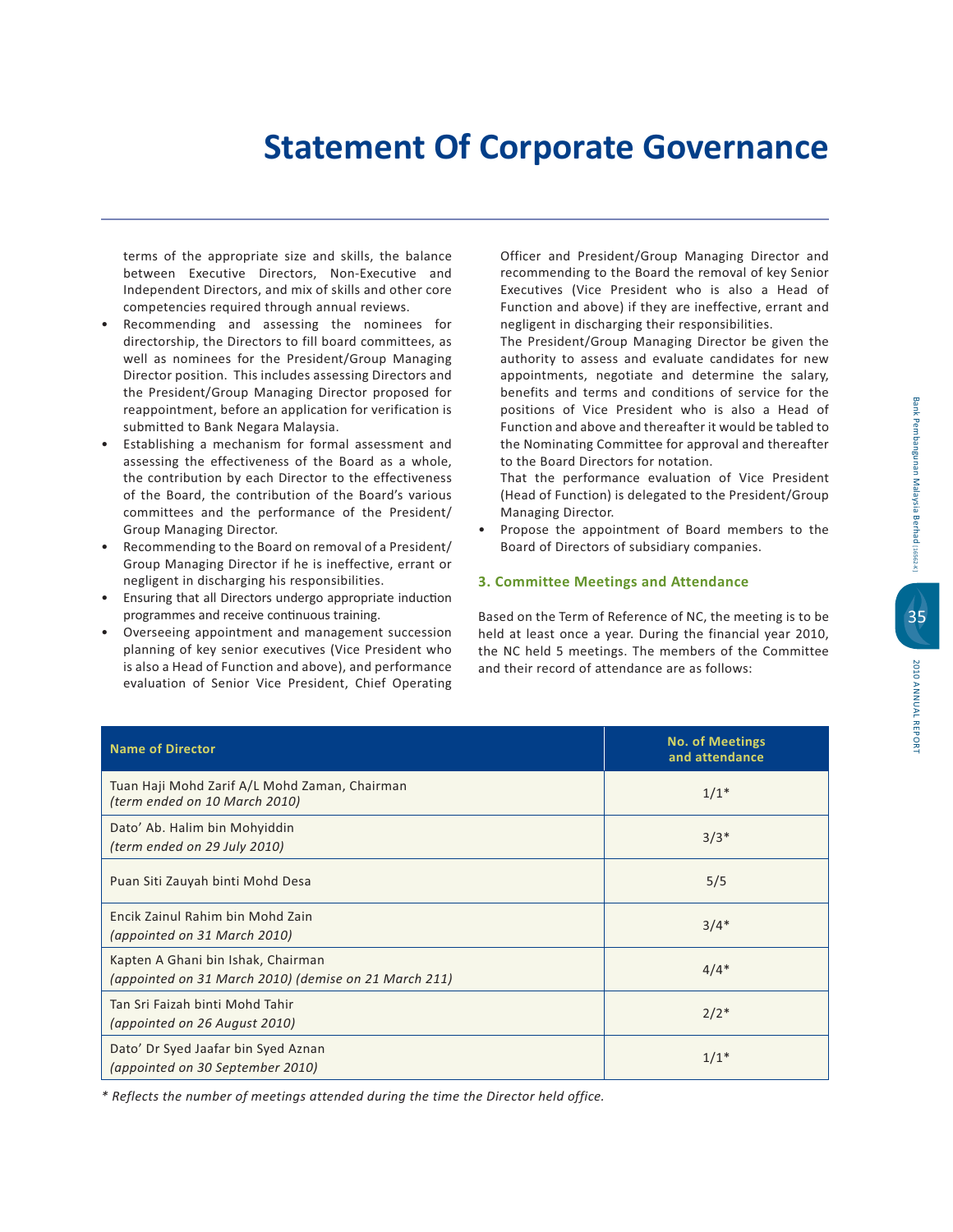# Statement Of Corporate Governance

terms of the appropriate size and skills, the balance between Executive Directors, Non-Executive and Independent Directors, and mix of skills and other core competencies required through annual reviews.

- Recommending and assessing the nominees for directorship, the Directors to fill board committees, as well as nominees for the President/Group Managing Director position. This includes assessing Directors and the President/Group Managing Director proposed for reappointment, before an application for verification is submitted to Bank Negara Malaysia.
- Establishing a mechanism for formal assessment and assessing the effectiveness of the Board as a whole, the contribution by each Director to the effectiveness of the Board, the contribution of the Board's various committees and the performance of the President/Group Managing Director.
- Recommending to the Board on removal of a President/Group Managing Director if he is ineffective, errant or negligent in discharging his responsibilities.
- Ensuring that all Directors undergo appropriate induction programmes and receive continuous training.
- Overseeing appointment and management succession planning of key senior executives (Vice President who is also a Head of Function and above), and performance evaluation of Senior Vice President, Chief Operating Officer and President/Group Managing Director and recommending to the Board the removal of key Senior Executives (Vice President who is also a Head of Function and above) if they are ineffective, errant and negligent in discharging their responsibilities.

  The President/Group Managing Director be given the authority to assess and evaluate candidates for new appointments, negotiate and determine the salary, benefits and terms and conditions of service for the positions of Vice President who is also a Head of Function and above and thereafter it would be tabled to the Nominating Committee for approval and thereafter to the Board Directors for notation.

  That the performance evaluation of Vice President (Head of Function) is delegated to the President/Group Managing Director.
- Propose the appointment of Board members to the Board of Directors of subsidiary companies.

### 3. Committee Meetings and Attendance

Based on the Term of Reference of NC, the meeting is to be held at least once a year. During the financial year 2010, the NC held 5 meetings. The members of the Committee and their record of attendance are as follows:

| Name of Director | No. of Meetings and attendance |
|---|---|
| Tuan Haji Mohd Zarif A/L Mohd Zaman, Chairman<br>*(term ended on 10 March 2010)* | 1/1* |
| Dato' Ab. Halim bin Mohyiddin<br>*(term ended on 29 July 2010)* | 3/3* |
| Puan Siti Zauyah binti Mohd Desa | 5/5 |
| Encik Zainul Rahim bin Mohd Zain<br>*(appointed on 31 March 2010)* | 3/4* |
| Kapten A Ghani bin Ishak, Chairman<br>*(appointed on 31 March 2010) (demise on 21 March 211)* | 4/4* |
| Tan Sri Faizah binti Mohd Tahir<br>*(appointed on 26 August 2010)* | 2/2* |
| Dato' Dr Syed Jaafar bin Syed Aznan<br>*(appointed on 30 September 2010)* | 1/1* |

*\* Reflects the number of meetings attended during the time the Director held office.*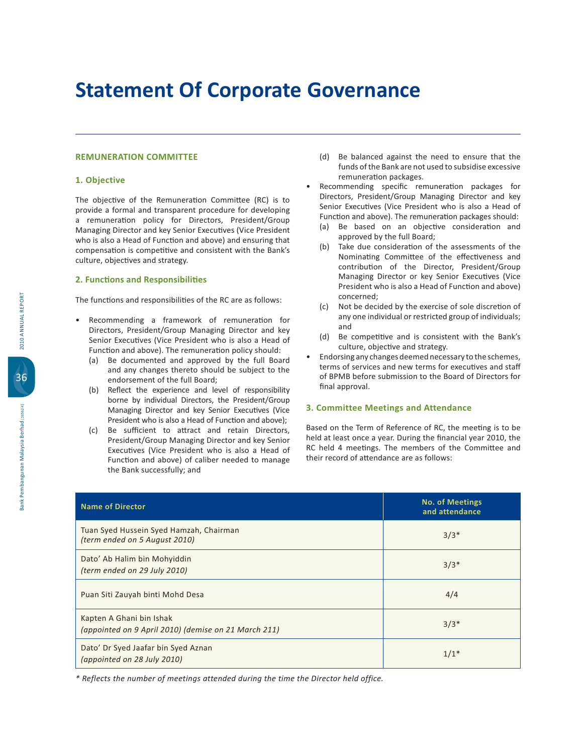# Statement Of Corporate Governance

## REMUNERATION COMMITTEE

### 1. Objective

The objective of the Remuneration Committee (RC) is to provide a formal and transparent procedure for developing a remuneration policy for Directors, President/Group Managing Director and key Senior Executives (Vice President who is also a Head of Function and above) and ensuring that compensation is competitive and consistent with the Bank's culture, objectives and strategy.

### 2. Functions and Responsibilities

The functions and responsibilities of the RC are as follows:

- Recommending a framework of remuneration for Directors, President/Group Managing Director and key Senior Executives (Vice President who is also a Head of Function and above). The remuneration policy should:
  - (a) Be documented and approved by the full Board and any changes thereto should be subject to the endorsement of the full Board;
  - (b) Reflect the experience and level of responsibility borne by individual Directors, the President/Group Managing Director and key Senior Executives (Vice President who is also a Head of Function and above);
  - (c) Be sufficient to attract and retain Directors, President/Group Managing Director and key Senior Executives (Vice President who is also a Head of Function and above) of caliber needed to manage the Bank successfully; and
  - (d) Be balanced against the need to ensure that the funds of the Bank are not used to subsidise excessive remuneration packages.
- Recommending specific remuneration packages for Directors, President/Group Managing Director and key Senior Executives (Vice President who is also a Head of Function and above). The remuneration packages should:
  - (a) Be based on an objective consideration and approved by the full Board;
  - (b) Take due consideration of the assessments of the Nominating Committee of the effectiveness and contribution of the Director, President/Group Managing Director or key Senior Executives (Vice President who is also a Head of Function and above) concerned;
  - (c) Not be decided by the exercise of sole discretion of any one individual or restricted group of individuals; and
  - (d) Be competitive and is consistent with the Bank's culture, objective and strategy.
- Endorsing any changes deemed necessary to the schemes, terms of services and new terms for executives and staff of BPMB before submission to the Board of Directors for final approval.

### 3. Committee Meetings and Attendance

Based on the Term of Reference of RC, the meeting is to be held at least once a year. During the financial year 2010, the RC held 4 meetings. The members of the Committee and their record of attendance are as follows:

| Name of Director | No. of Meetings and attendance |
|---|---|
| Tuan Syed Hussein Syed Hamzah, Chairman *(term ended on 5 August 2010)* | 3/3* |
| Dato' Ab Halim bin Mohyiddin *(term ended on 29 July 2010)* | 3/3* |
| Puan Siti Zauyah binti Mohd Desa | 4/4 |
| Kapten A Ghani bin Ishak *(appointed on 9 April 2010) (demise on 21 March 211)* | 3/3* |
| Dato' Dr Syed Jaafar bin Syed Aznan *(appointed on 28 July 2010)* | 1/1* |

*\* Reflects the number of meetings attended during the time the Director held office.*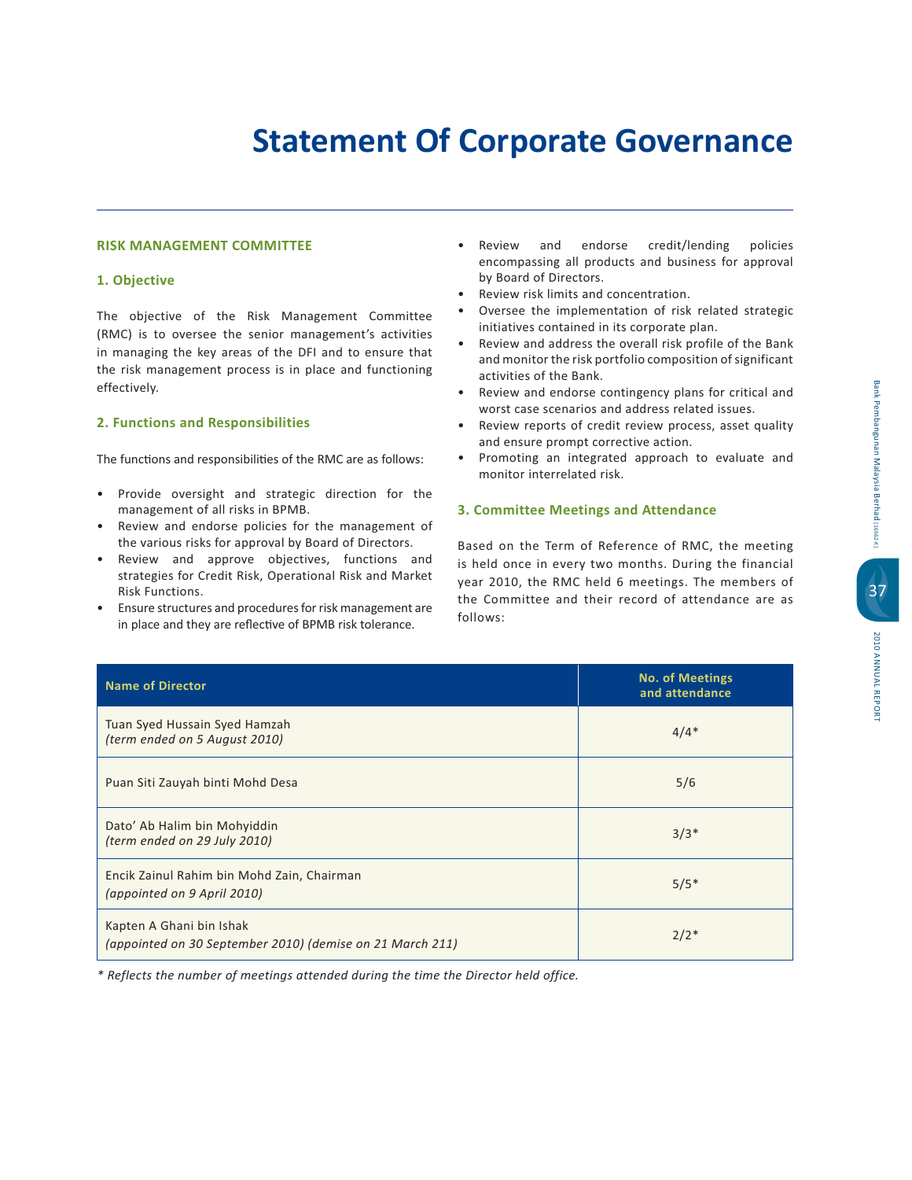# Statement Of Corporate Governance

## RISK MANAGEMENT COMMITTEE

### 1. Objective

The objective of the Risk Management Committee (RMC) is to oversee the senior management's activities in managing the key areas of the DFI and to ensure that the risk management process is in place and functioning effectively.

### 2. Functions and Responsibilities

The functions and responsibilities of the RMC are as follows:

- Provide oversight and strategic direction for the management of all risks in BPMB.
- Review and endorse policies for the management of the various risks for approval by Board of Directors.
- Review and approve objectives, functions and strategies for Credit Risk, Operational Risk and Market Risk Functions.
- Ensure structures and procedures for risk management are in place and they are reflective of BPMB risk tolerance.
- Review and endorse credit/lending policies encompassing all products and business for approval by Board of Directors.
- Review risk limits and concentration.
- Oversee the implementation of risk related strategic initiatives contained in its corporate plan.
- Review and address the overall risk profile of the Bank and monitor the risk portfolio composition of significant activities of the Bank.
- Review and endorse contingency plans for critical and worst case scenarios and address related issues.
- Review reports of credit review process, asset quality and ensure prompt corrective action.
- Promoting an integrated approach to evaluate and monitor interrelated risk.

### 3. Committee Meetings and Attendance

Based on the Term of Reference of RMC, the meeting is held once in every two months. During the financial year 2010, the RMC held 6 meetings. The members of the Committee and their record of attendance are as follows:

| Name of Director | No. of Meetings and attendance |
| --- | --- |
| Tuan Syed Hussain Syed Hamzah *(term ended on 5 August 2010)* | 4/4* |
| Puan Siti Zauyah binti Mohd Desa | 5/6 |
| Dato' Ab Halim bin Mohyiddin *(term ended on 29 July 2010)* | 3/3* |
| Encik Zainul Rahim bin Mohd Zain, Chairman *(appointed on 9 April 2010)* | 5/5* |
| Kapten A Ghani bin Ishak *(appointed on 30 September 2010) (demise on 21 March 211)* | 2/2* |

*\* Reflects the number of meetings attended during the time the Director held office.*